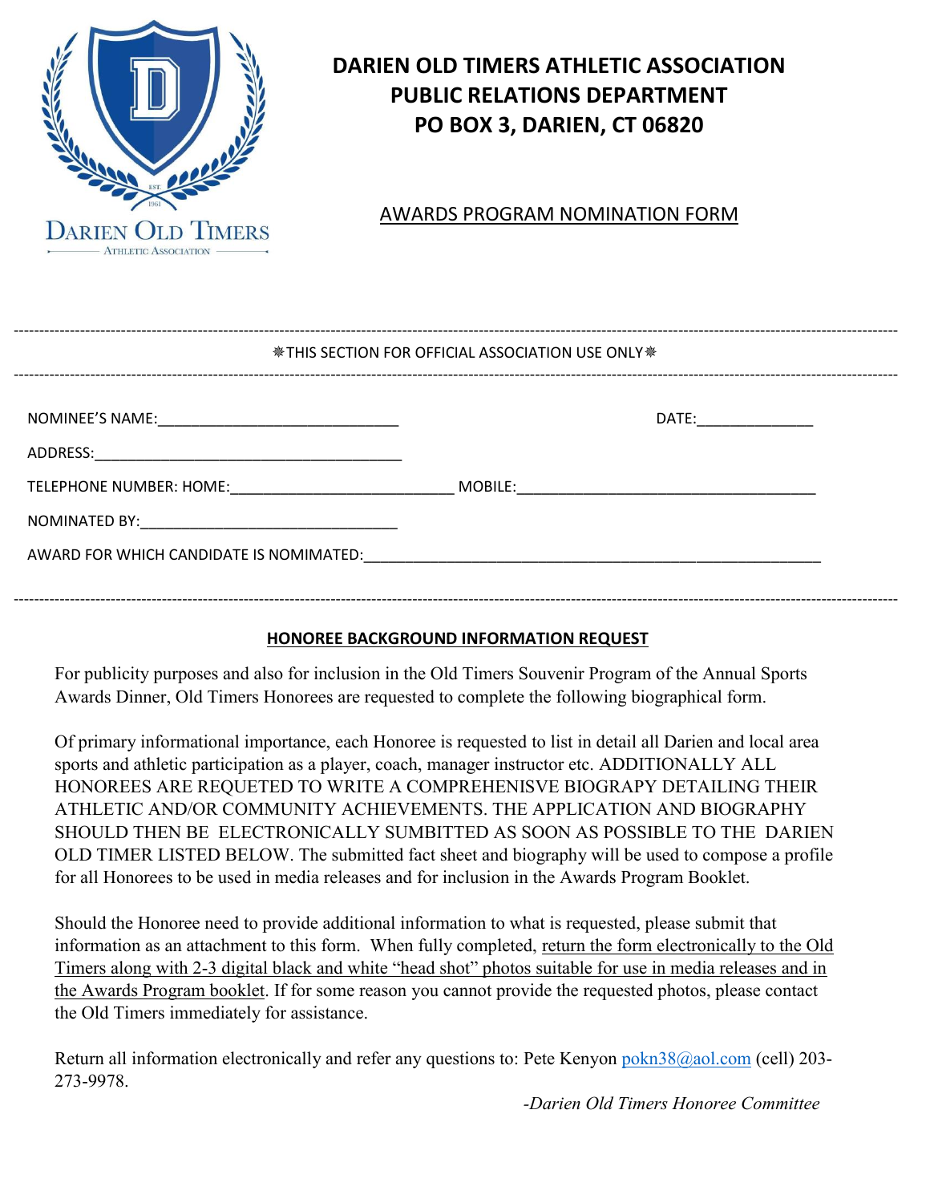# DARIEN OLD TIMERS ATHLETIC ASSOCIATION
# PUBLIC RELATIONS DEPARTMENT
# PO BOX 3, DARIEN, CT 06820

AWARDS PROGRAM NOMINATION FORM

---

❋THIS SECTION FOR OFFICIAL ASSOCIATION USE ONLY❋

---

NOMINEE'S NAME:______________________________ DATE:______________

ADDRESS:_______________________________________

TELEPHONE NUMBER: HOME:____________________________ MOBILE:_____________________________________

NOMINATED BY:________________________________

AWARD FOR WHICH CANDIDATE IS NOMIMATED:_________________________________________________________

---

**HONOREE BACKGROUND INFORMATION REQUEST**

For publicity purposes and also for inclusion in the Old Timers Souvenir Program of the Annual Sports Awards Dinner, Old Timers Honorees are requested to complete the following biographical form.

Of primary informational importance, each Honoree is requested to list in detail all Darien and local area sports and athletic participation as a player, coach, manager instructor etc. ADDITIONALLY ALL HONOREES ARE REQUETED TO WRITE A COMPREHENISVE BIOGRAPY DETAILING THEIR ATHLETIC AND/OR COMMUNITY ACHIEVEMENTS. THE APPLICATION AND BIOGRAPHY SHOULD THEN BE ELECTRONICALLY SUMBITTED AS SOON AS POSSIBLE TO THE DARIEN OLD TIMER LISTED BELOW. The submitted fact sheet and biography will be used to compose a profile for all Honorees to be used in media releases and for inclusion in the Awards Program Booklet.

Should the Honoree need to provide additional information to what is requested, please submit that information as an attachment to this form. When fully completed, return the form electronically to the Old Timers along with 2-3 digital black and white "head shot" photos suitable for use in media releases and in the Awards Program booklet. If for some reason you cannot provide the requested photos, please contact the Old Timers immediately for assistance.

Return all information electronically and refer any questions to: Pete Kenyon pokn38@aol.com (cell) 203-273-9978.

*-Darien Old Timers Honoree Committee*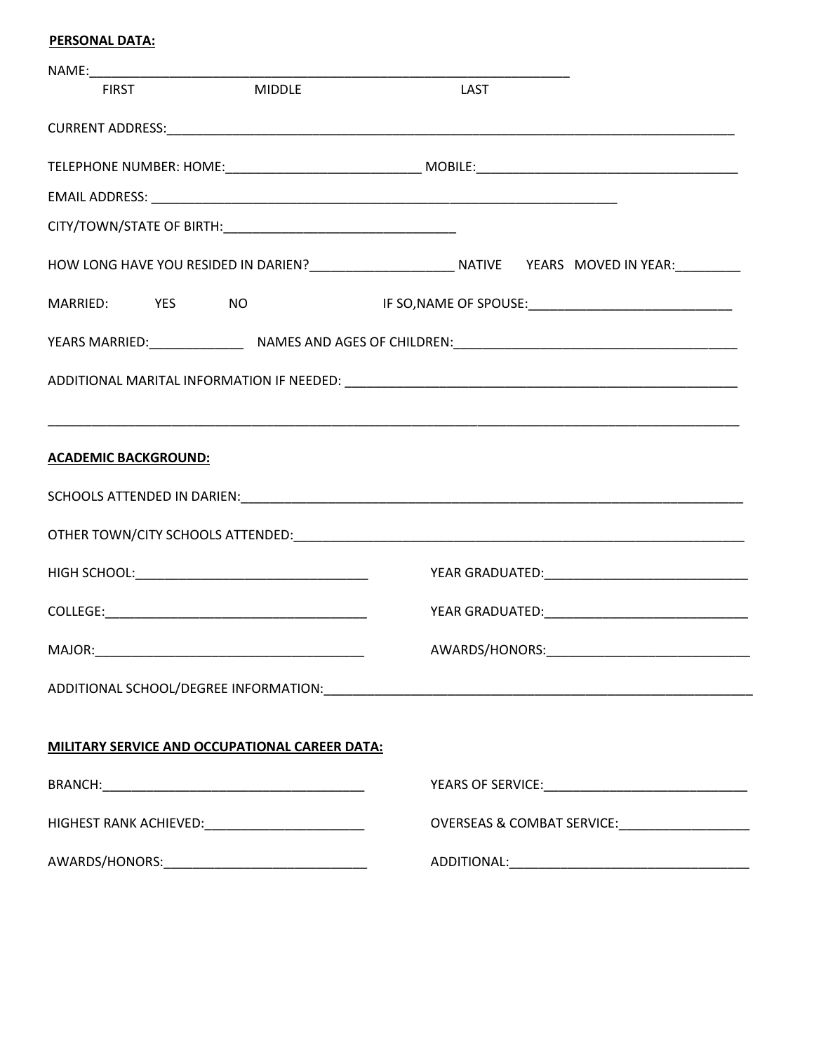**PERSONAL DATA:**

NAME:_______________________________________________________________________

FIRST MIDDLE LAST

CURRENT ADDRESS:_______________________________________________________________________________

TELEPHONE NUMBER: HOME:___________________________ MOBILE:____________________________________

EMAIL ADDRESS: __________________________________________________________________

CITY/TOWN/STATE OF BIRTH:________________________________

HOW LONG HAVE YOU RESIDED IN DARIEN?____________________ NATIVE YEARS MOVED IN YEAR:_________

MARRIED: YES NO IF SO,NAME OF SPOUSE:____________________________

YEARS MARRIED:_____________ NAMES AND AGES OF CHILDREN:_______________________________________

ADDITIONAL MARITAL INFORMATION IF NEEDED: ________________________________________________________

_____________________________________________________________________________________________________

**ACADEMIC BACKGROUND:**

SCHOOLS ATTENDED IN DARIEN:__________________________________________________________________________

OTHER TOWN/CITY SCHOOLS ATTENDED:________________________________________________________________

HIGH SCHOOL:_________________________________ YEAR GRADUATED:_____________________________

COLLEGE:____________________________________ YEAR GRADUATED:_____________________________

MAJOR:______________________________________ AWARDS/HONORS:_____________________________

ADDITIONAL SCHOOL/DEGREE INFORMATION:____________________________________________________________

**MILITARY SERVICE AND OCCUPATIONAL CAREER DATA:**

BRANCH:_____________________________________ YEARS OF SERVICE:_____________________________

HIGHEST RANK ACHIEVED:______________________ OVERSEAS & COMBAT SERVICE:__________________

AWARDS/HONORS:_____________________________ ADDITIONAL:__________________________________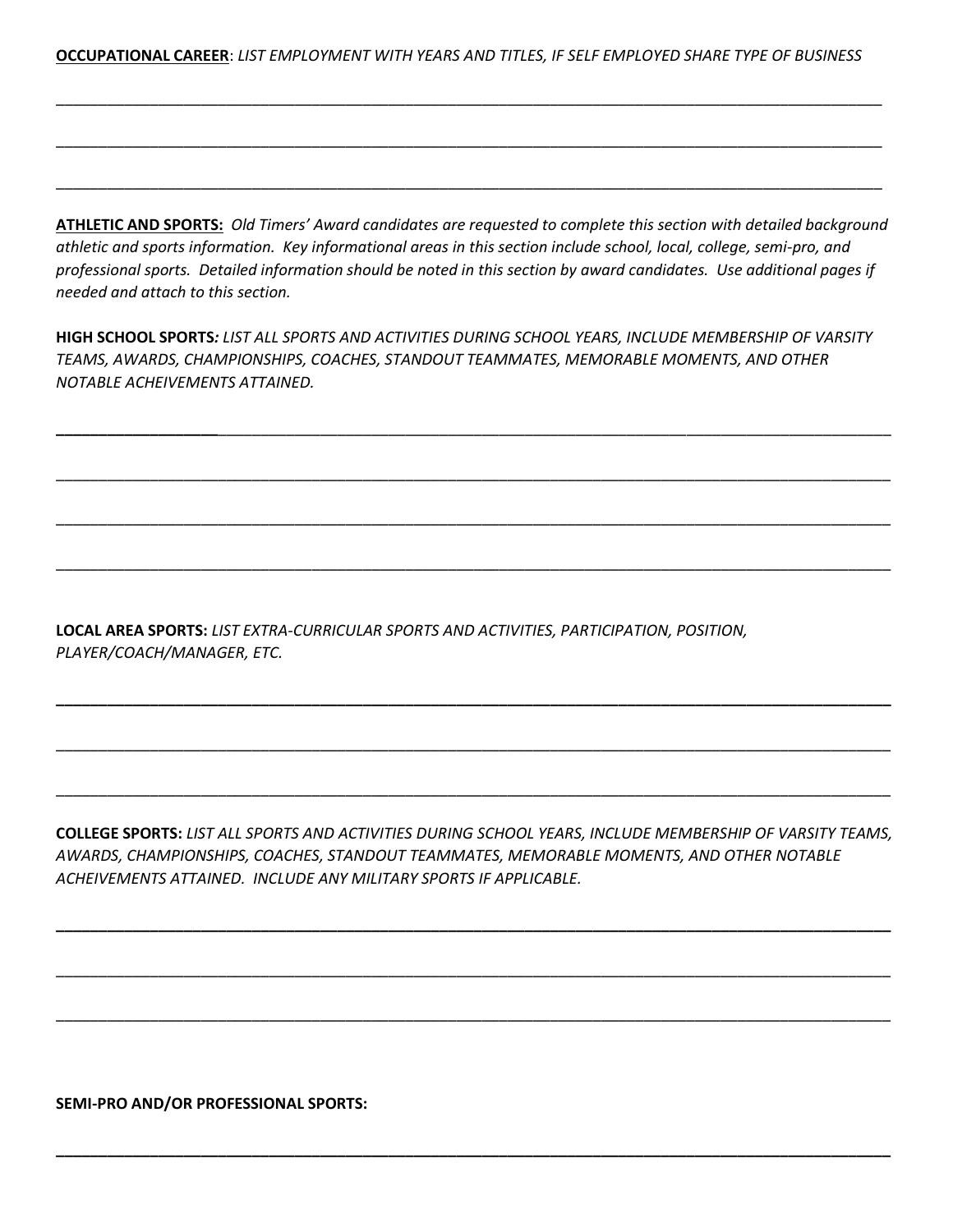**<u>OCCUPATIONAL CAREER</u>**: *LIST EMPLOYMENT WITH YEARS AND TITLES, IF SELF EMPLOYED SHARE TYPE OF BUSINESS*

___________________________________________________________________________________________

___________________________________________________________________________________________

___________________________________________________________________________________________

**<u>ATHLETIC AND SPORTS:</u>** *Old Timers' Award candidates are requested to complete this section with detailed background athletic and sports information. Key informational areas in this section include school, local, college, semi-pro, and professional sports. Detailed information should be noted in this section by award candidates. Use additional pages if needed and attach to this section.*

**HIGH SCHOOL SPORTS***: LIST ALL SPORTS AND ACTIVITIES DURING SCHOOL YEARS, INCLUDE MEMBERSHIP OF VARSITY TEAMS, AWARDS, CHAMPIONSHIPS, COACHES, STANDOUT TEAMMATES, MEMORABLE MOMENTS, AND OTHER NOTABLE ACHEIVEMENTS ATTAINED.*

___________________________________________________________________________________________

___________________________________________________________________________________________

___________________________________________________________________________________________

___________________________________________________________________________________________

**LOCAL AREA SPORTS:** *LIST EXTRA-CURRICULAR SPORTS AND ACTIVITIES, PARTICIPATION, POSITION, PLAYER/COACH/MANAGER, ETC.*

___________________________________________________________________________________________

___________________________________________________________________________________________

___________________________________________________________________________________________

**COLLEGE SPORTS:** *LIST ALL SPORTS AND ACTIVITIES DURING SCHOOL YEARS, INCLUDE MEMBERSHIP OF VARSITY TEAMS, AWARDS, CHAMPIONSHIPS, COACHES, STANDOUT TEAMMATES, MEMORABLE MOMENTS, AND OTHER NOTABLE ACHEIVEMENTS ATTAINED. INCLUDE ANY MILITARY SPORTS IF APPLICABLE.*

___________________________________________________________________________________________

___________________________________________________________________________________________

___________________________________________________________________________________________

**SEMI-PRO AND/OR PROFESSIONAL SPORTS:**

___________________________________________________________________________________________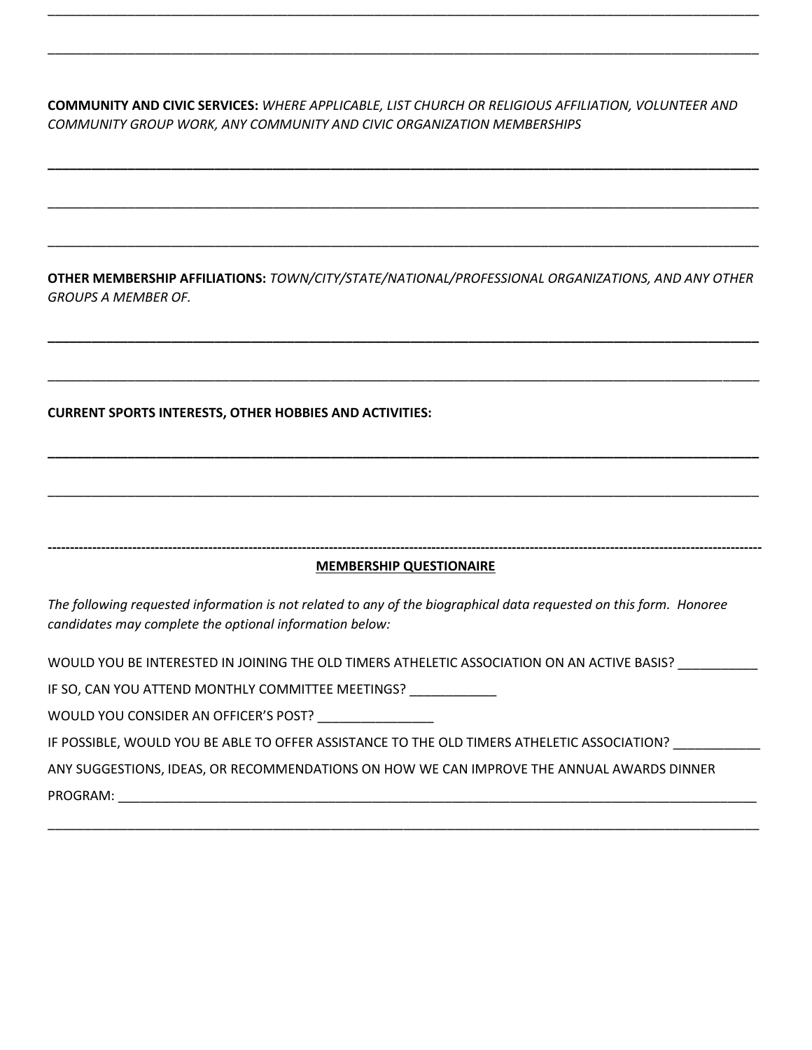**COMMUNITY AND CIVIC SERVICES:** *WHERE APPLICABLE, LIST CHURCH OR RELIGIOUS AFFILIATION, VOLUNTEER AND COMMUNITY GROUP WORK, ANY COMMUNITY AND CIVIC ORGANIZATION MEMBERSHIPS*

______________________________________________________________________________

______________________________________________________________________________

______________________________________________________________________________

**OTHER MEMBERSHIP AFFILIATIONS:** *TOWN/CITY/STATE/NATIONAL/PROFESSIONAL ORGANIZATIONS, AND ANY OTHER GROUPS A MEMBER OF.*

______________________________________________________________________________

______________________________________________________________________________

**CURRENT SPORTS INTERESTS, OTHER HOBBIES AND ACTIVITIES:**

______________________________________________________________________________

______________________________________________________________________________

---

**MEMBERSHIP QUESTIONAIRE**

*The following requested information is not related to any of the biographical data requested on this form. Honoree candidates may complete the optional information below:*

WOULD YOU BE INTERESTED IN JOINING THE OLD TIMERS ATHELETIC ASSOCIATION ON AN ACTIVE BASIS? ___________

IF SO, CAN YOU ATTEND MONTHLY COMMITTEE MEETINGS? ____________

WOULD YOU CONSIDER AN OFFICER'S POST? ________________

IF POSSIBLE, WOULD YOU BE ABLE TO OFFER ASSISTANCE TO THE OLD TIMERS ATHELETIC ASSOCIATION? ____________

ANY SUGGESTIONS, IDEAS, OR RECOMMENDATIONS ON HOW WE CAN IMPROVE THE ANNUAL AWARDS DINNER PROGRAM: ______________________________________________________________________

______________________________________________________________________________